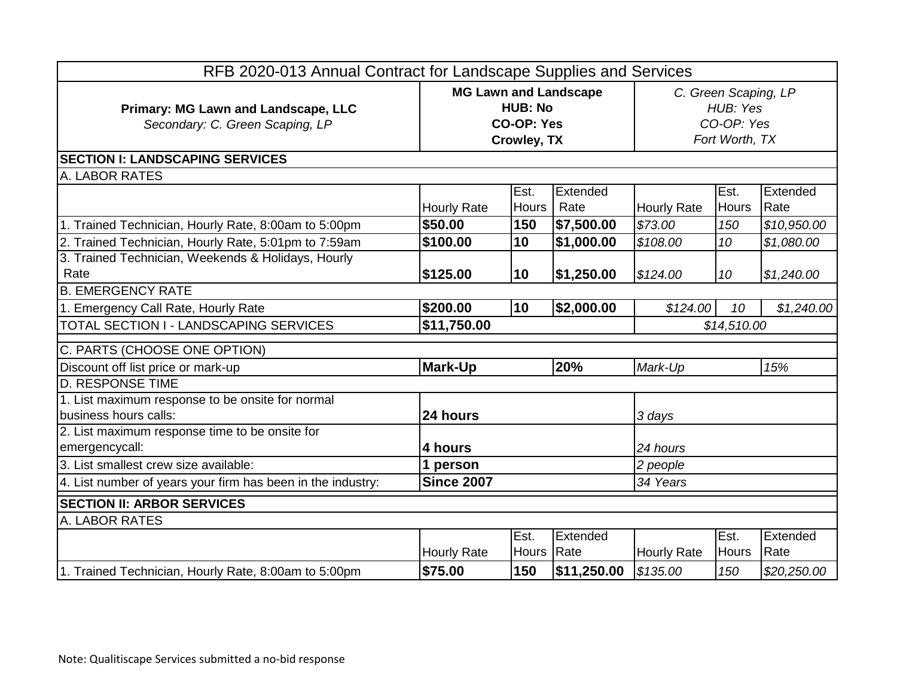| RFB 2020-013 Annual Contract for Landscape Supplies and Services | | | | | | |
|---|---|---|---|---|---|---|
| **Primary: MG Lawn and Landscape, LLC**<br>*Secondary: C. Green Scaping, LP* | **MG Lawn and Landscape**<br>**HUB: No**<br>**CO-OP: Yes**<br>**Crowley, TX** | | | *C. Green Scaping, LP*<br>*HUB: Yes*<br>*CO-OP: Yes*<br>*Fort Worth, TX* | | |
| **SECTION I: LANDSCAPING SERVICES** | | | | | | |
| A. LABOR RATES | | | | | | |
| | Hourly Rate | Est. Hours | Extended Rate | Hourly Rate | Est. Hours | Extended Rate |
| 1. Trained Technician, Hourly Rate, 8:00am to 5:00pm | **$50.00** | **150** | **$7,500.00** | *$73.00* | *150* | *$10,950.00* |
| 2. Trained Technician, Hourly Rate, 5:01pm to 7:59am | **$100.00** | **10** | **$1,000.00** | *$108.00* | *10* | *$1,080.00* |
| 3. Trained Technician, Weekends & Holidays, Hourly Rate | **$125.00** | **10** | **$1,250.00** | *$124.00* | *10* | *$1,240.00* |
| B. EMERGENCY RATE | | | | | | |
| 1. Emergency Call Rate, Hourly Rate | **$200.00** | **10** | **$2,000.00** | *$124.00* | *10* | *$1,240.00* |
| TOTAL SECTION I - LANDSCAPING SERVICES | **$11,750.00** | | | *$14,510.00* | | |
| C. PARTS (CHOOSE ONE OPTION) | | | | | | |
| Discount off list price or mark-up | **Mark-Up** | | **20%** | *Mark-Up* | | *15%* |
| D. RESPONSE TIME | | | | | | |
| 1. List maximum response to be onsite for normal business hours calls: | **24 hours** | | | *3 days* | | |
| 2. List maximum response time to be onsite for emergencycall: | **4 hours** | | | *24 hours* | | |
| 3. List smallest crew size available: | **1 person** | | | *2 people* | | |
| 4. List number of years your firm has been in the industry: | **Since 2007** | | | *34 Years* | | |
| **SECTION II: ARBOR SERVICES** | | | | | | |
| A. LABOR RATES | | | | | | |
| | Hourly Rate | Est. Hours | Extended Rate | Hourly Rate | Est. Hours | Extended Rate |
| 1. Trained Technician, Hourly Rate, 8:00am to 5:00pm | **$75.00** | **150** | **$11,250.00** | *$135.00* | *150* | *$20,250.00* |

Note: Qualitiscape Services submitted a no-bid response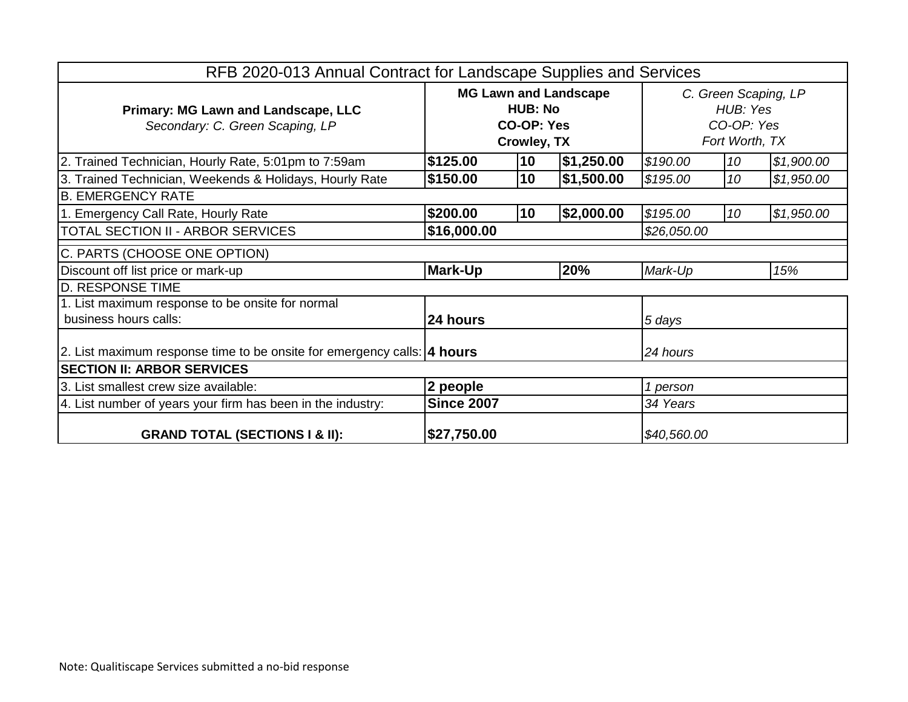| RFB 2020-013 Annual Contract for Landscape Supplies and Services | | | | | | |
|---|---|---|---|---|---|---|
| **Primary: MG Lawn and Landscape, LLC**<br>*Secondary: C. Green Scaping, LP* | **MG Lawn and Landscape**<br>**HUB: No**<br>**CO-OP: Yes**<br>**Crowley, TX** | | | *C. Green Scaping, LP*<br>*HUB: Yes*<br>*CO-OP: Yes*<br>*Fort Worth, TX* | | |
| 2. Trained Technician, Hourly Rate, 5:01pm to 7:59am | **$125.00** | **10** | **$1,250.00** | *$190.00* | *10* | *$1,900.00* |
| 3. Trained Technician, Weekends & Holidays, Hourly Rate | **$150.00** | **10** | **$1,500.00** | *$195.00* | *10* | *$1,950.00* |
| B. EMERGENCY RATE | | | | | | |
| 1. Emergency Call Rate, Hourly Rate | **$200.00** | **10** | **$2,000.00** | *$195.00* | *10* | *$1,950.00* |
| TOTAL SECTION II - ARBOR SERVICES | **$16,000.00** | | | *$26,050.00* | | |
| C. PARTS (CHOOSE ONE OPTION) | | | | | | |
| Discount off list price or mark-up | **Mark-Up** | | **20%** | *Mark-Up* | | *15%* |
| D. RESPONSE TIME | | | | | | |
| 1. List maximum response to be onsite for normal business hours calls: | **24 hours** | | | *5 days* | | |
| 2. List maximum response time to be onsite for emergency calls: | **4 hours** | | | *24 hours* | | |
| **SECTION II: ARBOR SERVICES** | | | | | | |
| 3. List smallest crew size available: | **2 people** | | | *1 person* | | |
| 4. List number of years your firm has been in the industry: | **Since 2007** | | | *34 Years* | | |
| **GRAND TOTAL (SECTIONS I & II):** | **$27,750.00** | | | *$40,560.00* | | |

Note: Qualitiscape Services submitted a no-bid response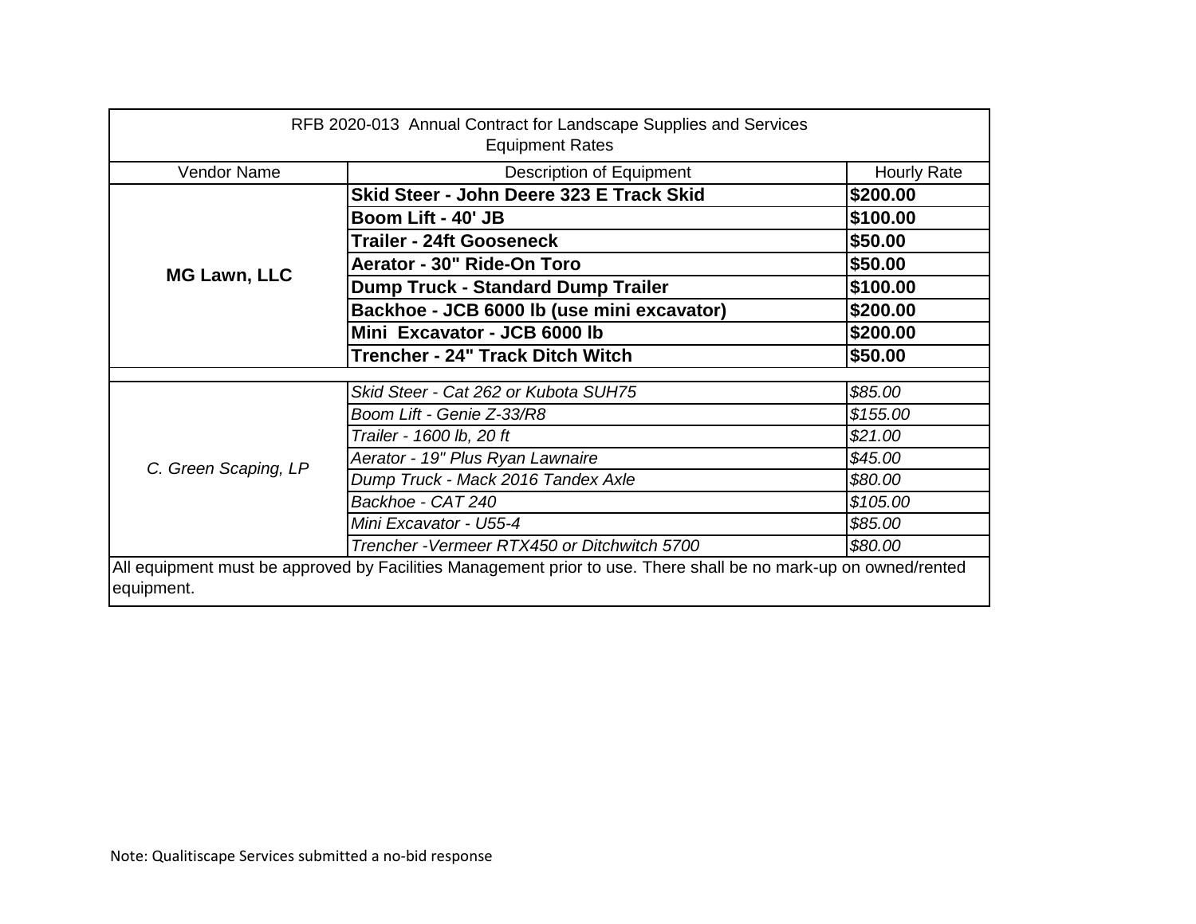| RFB 2020-013 Annual Contract for Landscape Supplies and Services<br>Equipment Rates | | |
|---|---|---|
| Vendor Name | Description of Equipment | Hourly Rate |
| **MG Lawn, LLC** | **Skid Steer - John Deere 323 E Track Skid** | **$200.00** |
| | **Boom Lift - 40' JB** | **$100.00** |
| | **Trailer - 24ft Gooseneck** | **$50.00** |
| | **Aerator - 30" Ride-On Toro** | **$50.00** |
| | **Dump Truck - Standard Dump Trailer** | **$100.00** |
| | **Backhoe - JCB 6000 lb (use mini excavator)** | **$200.00** |
| | **Mini Excavator - JCB 6000 lb** | **$200.00** |
| | **Trencher - 24" Track Ditch Witch** | **$50.00** |
| | | |
| *C. Green Scaping, LP* | *Skid Steer - Cat 262 or Kubota SUH75* | *$85.00* |
| | *Boom Lift - Genie Z-33/R8* | *$155.00* |
| | *Trailer - 1600 lb, 20 ft* | *$21.00* |
| | *Aerator - 19" Plus Ryan Lawnaire* | *$45.00* |
| | *Dump Truck - Mack 2016 Tandex Axle* | *$80.00* |
| | *Backhoe - CAT 240* | *$105.00* |
| | *Mini Excavator - U55-4* | *$85.00* |
| | *Trencher -Vermeer RTX450 or Ditchwitch 5700* | *$80.00* |
| All equipment must be approved by Facilities Management prior to use. There shall be no mark-up on owned/rented equipment. | | |

Note: Qualitiscape Services submitted a no-bid response